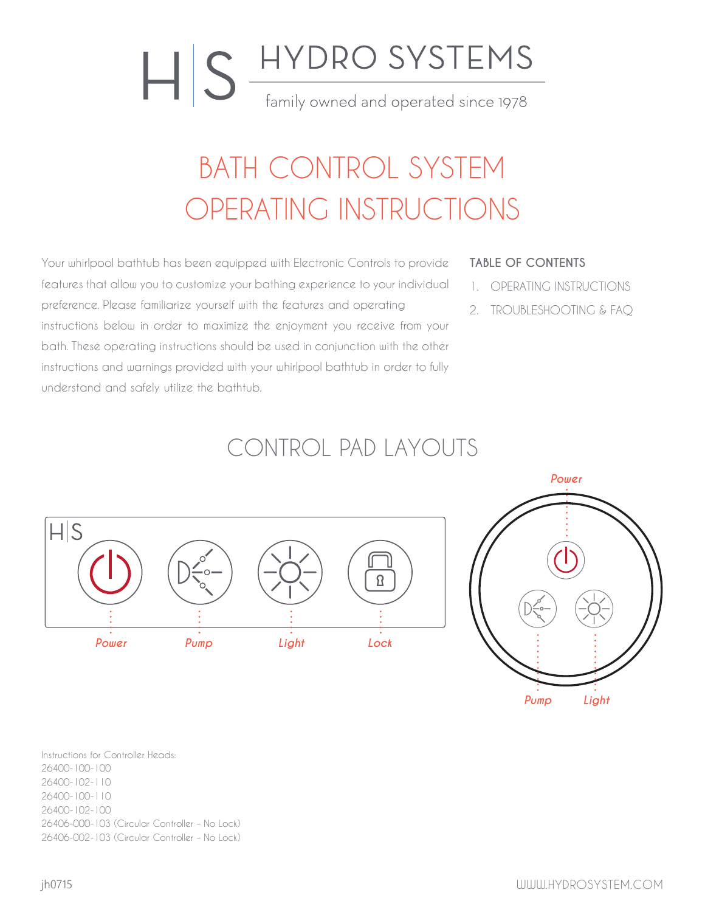# HYDRO SYSTEMS

family owned and operated since 1978

# BATH CONTROL SYSTEM OPERATING INSTRUCTIONS

Your whirlpool bathtub has been equipped with Electronic Controls to provide features that allow you to customize your bathing experience to your individual preference. Please familiarize yourself with the features and operating instructions below in order to maximize the enjoyment you receive from your bath. These operating instructions should be used in conjunction with the other instructions and warnings provided with your whirlpool bathtub in order to fully understand and safely utilize the bathtub.

**TABLE OF CONTENTS**

1. OPERATING INSTRUCTIONS
2. TROUBLESHOOTING & FAQ

## CONTROL PAD LAYOUTS

*Power* *Pump* *Light* *Lock*

*Power* *Pump* *Light*

Instructions for Controller Heads:
26400-100-100
26400-102-110
26400-100-110
26400-102-100
26406-000-103 (Circular Controller – No Lock)
26406-002-103 (Circular Controller – No Lock)

jh0715

WWW.HYDROSYSTEM.COM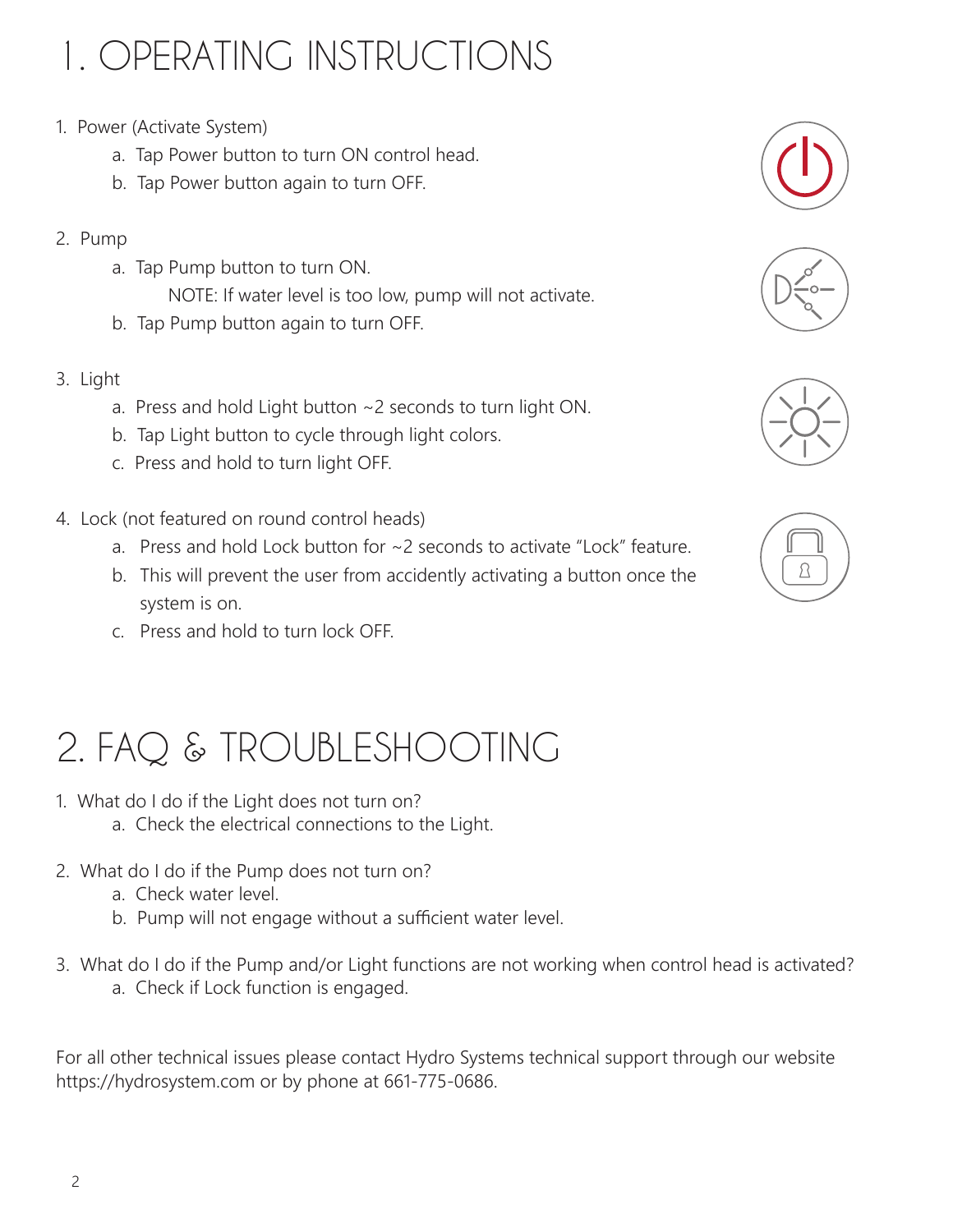# 1. OPERATING INSTRUCTIONS

1. Power (Activate System)
   a. Tap Power button to turn ON control head.
   b. Tap Power button again to turn OFF.

2. Pump
   a. Tap Pump button to turn ON.
      NOTE: If water level is too low, pump will not activate.
   b. Tap Pump button again to turn OFF.

3. Light
   a. Press and hold Light button ~2 seconds to turn light ON.
   b. Tap Light button to cycle through light colors.
   c. Press and hold to turn light OFF.

4. Lock (not featured on round control heads)
   a. Press and hold Lock button for ~2 seconds to activate "Lock" feature.
   b. This will prevent the user from accidently activating a button once the system is on.
   c. Press and hold to turn lock OFF.

# 2. FAQ & TROUBLESHOOTING

1. What do I do if the Light does not turn on?
   a. Check the electrical connections to the Light.

2. What do I do if the Pump does not turn on?
   a. Check water level.
   b. Pump will not engage without a sufficient water level.

3. What do I do if the Pump and/or Light functions are not working when control head is activated?
   a. Check if Lock function is engaged.

For all other technical issues please contact Hydro Systems technical support through our website https://hydrosystem.com or by phone at 661-775-0686.